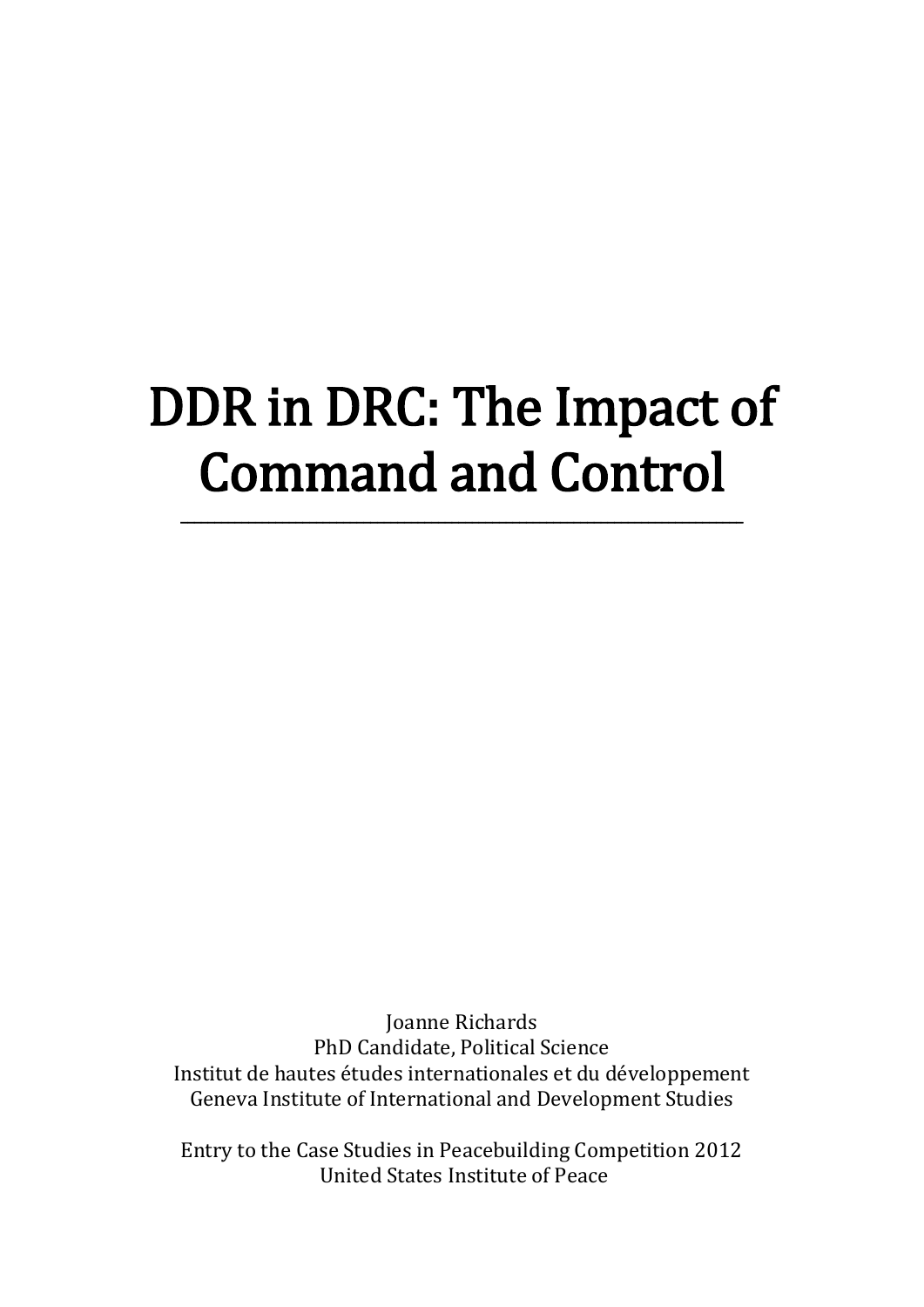# DDR in DRC: The Impact of Command and Control

---

Joanne Richards
PhD Candidate, Political Science
Institut de hautes études internationales et du développement
Geneva Institute of International and Development Studies

Entry to the Case Studies in Peacebuilding Competition 2012
United States Institute of Peace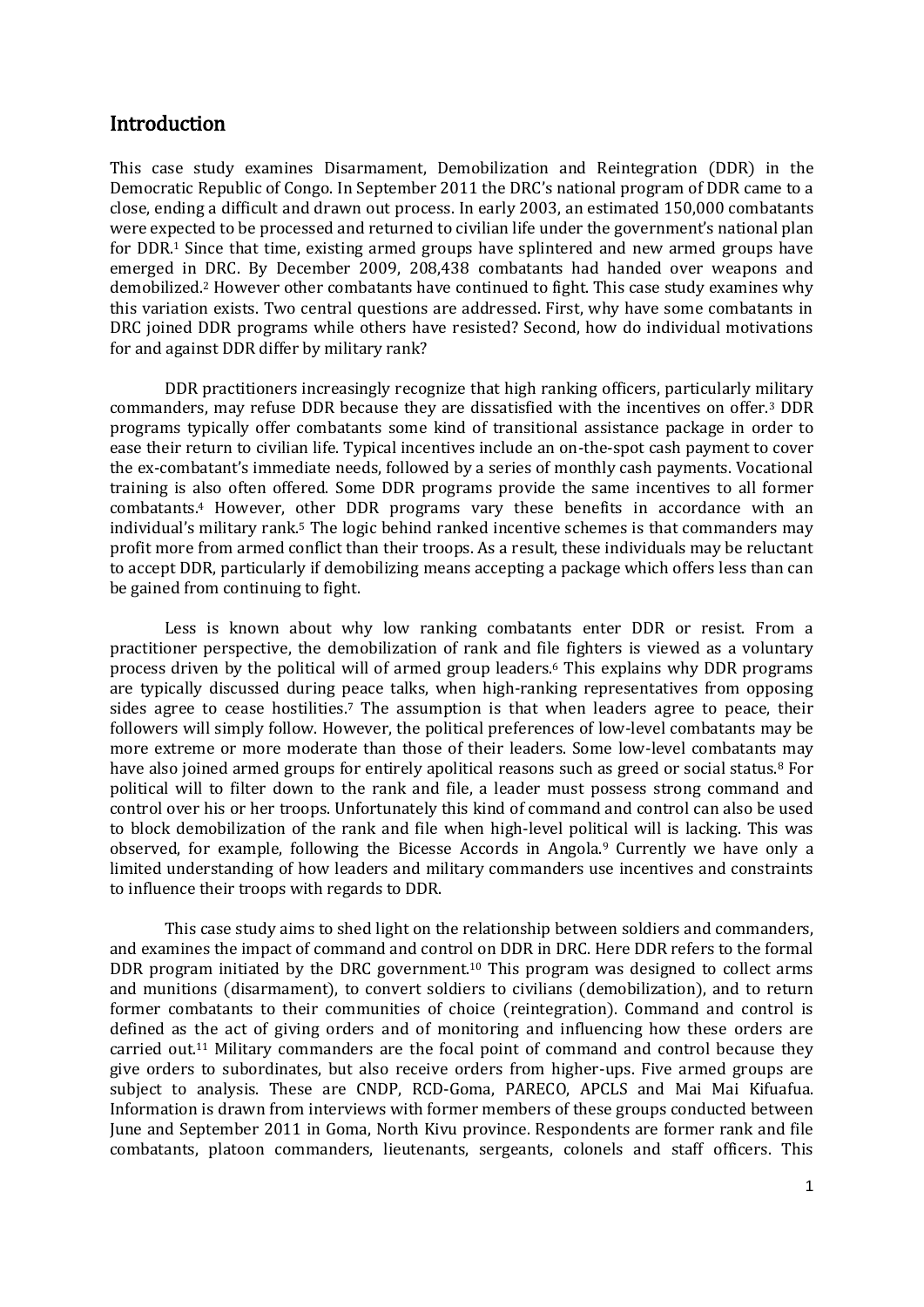## Introduction

This case study examines Disarmament, Demobilization and Reintegration (DDR) in the Democratic Republic of Congo. In September 2011 the DRC's national program of DDR came to a close, ending a difficult and drawn out process. In early 2003, an estimated 150,000 combatants were expected to be processed and returned to civilian life under the government's national plan for DDR.[1] Since that time, existing armed groups have splintered and new armed groups have emerged in DRC. By December 2009, 208,438 combatants had handed over weapons and demobilized.[2] However other combatants have continued to fight. This case study examines why this variation exists. Two central questions are addressed. First, why have some combatants in DRC joined DDR programs while others have resisted? Second, how do individual motivations for and against DDR differ by military rank?

DDR practitioners increasingly recognize that high ranking officers, particularly military commanders, may refuse DDR because they are dissatisfied with the incentives on offer.[3] DDR programs typically offer combatants some kind of transitional assistance package in order to ease their return to civilian life. Typical incentives include an on-the-spot cash payment to cover the ex-combatant's immediate needs, followed by a series of monthly cash payments. Vocational training is also often offered. Some DDR programs provide the same incentives to all former combatants.[4] However, other DDR programs vary these benefits in accordance with an individual's military rank.[5] The logic behind ranked incentive schemes is that commanders may profit more from armed conflict than their troops. As a result, these individuals may be reluctant to accept DDR, particularly if demobilizing means accepting a package which offers less than can be gained from continuing to fight.

Less is known about why low ranking combatants enter DDR or resist. From a practitioner perspective, the demobilization of rank and file fighters is viewed as a voluntary process driven by the political will of armed group leaders.[6] This explains why DDR programs are typically discussed during peace talks, when high-ranking representatives from opposing sides agree to cease hostilities.[7] The assumption is that when leaders agree to peace, their followers will simply follow. However, the political preferences of low-level combatants may be more extreme or more moderate than those of their leaders. Some low-level combatants may have also joined armed groups for entirely apolitical reasons such as greed or social status.[8] For political will to filter down to the rank and file, a leader must possess strong command and control over his or her troops. Unfortunately this kind of command and control can also be used to block demobilization of the rank and file when high-level political will is lacking. This was observed, for example, following the Bicesse Accords in Angola.[9] Currently we have only a limited understanding of how leaders and military commanders use incentives and constraints to influence their troops with regards to DDR.

This case study aims to shed light on the relationship between soldiers and commanders, and examines the impact of command and control on DDR in DRC. Here DDR refers to the formal DDR program initiated by the DRC government.[10] This program was designed to collect arms and munitions (disarmament), to convert soldiers to civilians (demobilization), and to return former combatants to their communities of choice (reintegration). Command and control is defined as the act of giving orders and of monitoring and influencing how these orders are carried out.[11] Military commanders are the focal point of command and control because they give orders to subordinates, but also receive orders from higher-ups. Five armed groups are subject to analysis. These are CNDP, RCD-Goma, PARECO, APCLS and Mai Mai Kifuafua. Information is drawn from interviews with former members of these groups conducted between June and September 2011 in Goma, North Kivu province. Respondents are former rank and file combatants, platoon commanders, lieutenants, sergeants, colonels and staff officers. This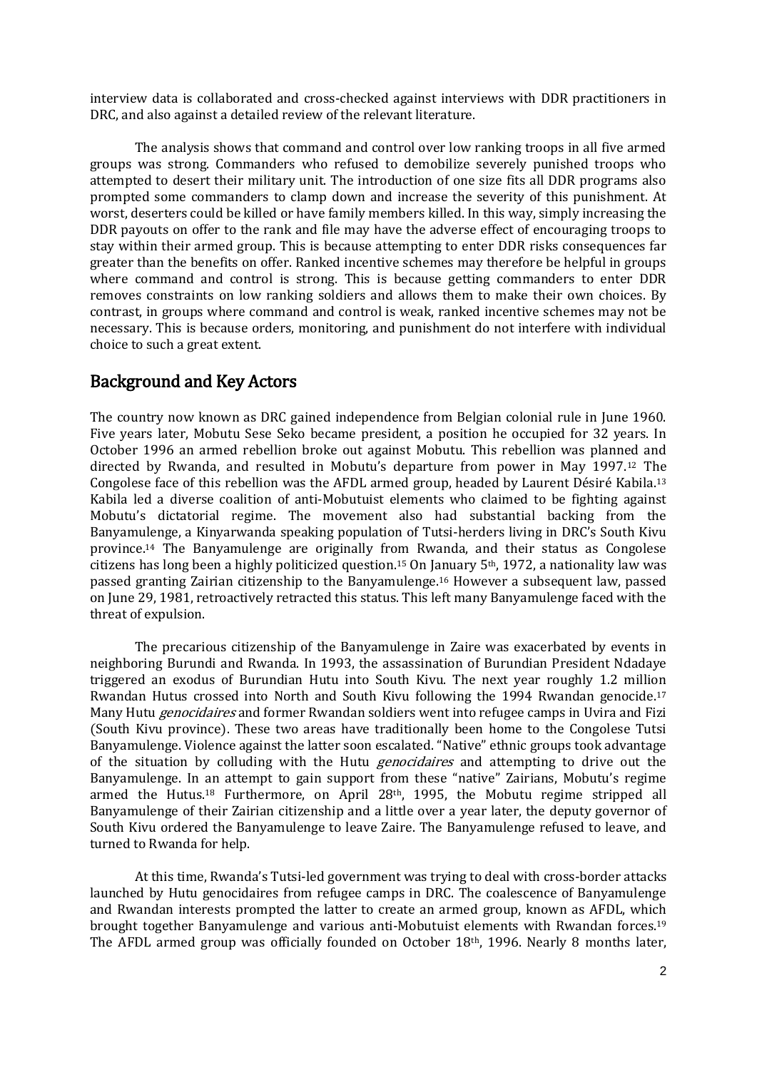interview data is collaborated and cross-checked against interviews with DDR practitioners in DRC, and also against a detailed review of the relevant literature.

The analysis shows that command and control over low ranking troops in all five armed groups was strong. Commanders who refused to demobilize severely punished troops who attempted to desert their military unit. The introduction of one size fits all DDR programs also prompted some commanders to clamp down and increase the severity of this punishment. At worst, deserters could be killed or have family members killed. In this way, simply increasing the DDR payouts on offer to the rank and file may have the adverse effect of encouraging troops to stay within their armed group. This is because attempting to enter DDR risks consequences far greater than the benefits on offer. Ranked incentive schemes may therefore be helpful in groups where command and control is strong. This is because getting commanders to enter DDR removes constraints on low ranking soldiers and allows them to make their own choices. By contrast, in groups where command and control is weak, ranked incentive schemes may not be necessary. This is because orders, monitoring, and punishment do not interfere with individual choice to such a great extent.

## Background and Key Actors

The country now known as DRC gained independence from Belgian colonial rule in June 1960. Five years later, Mobutu Sese Seko became president, a position he occupied for 32 years. In October 1996 an armed rebellion broke out against Mobutu. This rebellion was planned and directed by Rwanda, and resulted in Mobutu's departure from power in May 1997.[12] The Congolese face of this rebellion was the AFDL armed group, headed by Laurent Désiré Kabila.[13] Kabila led a diverse coalition of anti-Mobutuist elements who claimed to be fighting against Mobutu's dictatorial regime. The movement also had substantial backing from the Banyamulenge, a Kinyarwanda speaking population of Tutsi-herders living in DRC's South Kivu province.[14] The Banyamulenge are originally from Rwanda, and their status as Congolese citizens has long been a highly politicized question.[15] On January 5th, 1972, a nationality law was passed granting Zairian citizenship to the Banyamulenge.[16] However a subsequent law, passed on June 29, 1981, retroactively retracted this status. This left many Banyamulenge faced with the threat of expulsion.

The precarious citizenship of the Banyamulenge in Zaire was exacerbated by events in neighboring Burundi and Rwanda. In 1993, the assassination of Burundian President Ndadaye triggered an exodus of Burundian Hutu into South Kivu. The next year roughly 1.2 million Rwandan Hutus crossed into North and South Kivu following the 1994 Rwandan genocide.[17] Many Hutu *genocidaires* and former Rwandan soldiers went into refugee camps in Uvira and Fizi (South Kivu province). These two areas have traditionally been home to the Congolese Tutsi Banyamulenge. Violence against the latter soon escalated. "Native" ethnic groups took advantage of the situation by colluding with the Hutu *genocidaires* and attempting to drive out the Banyamulenge. In an attempt to gain support from these "native" Zairians, Mobutu's regime armed the Hutus.[18] Furthermore, on April 28th, 1995, the Mobutu regime stripped all Banyamulenge of their Zairian citizenship and a little over a year later, the deputy governor of South Kivu ordered the Banyamulenge to leave Zaire. The Banyamulenge refused to leave, and turned to Rwanda for help.

At this time, Rwanda's Tutsi-led government was trying to deal with cross-border attacks launched by Hutu genocidaires from refugee camps in DRC. The coalescence of Banyamulenge and Rwandan interests prompted the latter to create an armed group, known as AFDL, which brought together Banyamulenge and various anti-Mobutuist elements with Rwandan forces.[19] The AFDL armed group was officially founded on October 18th, 1996. Nearly 8 months later,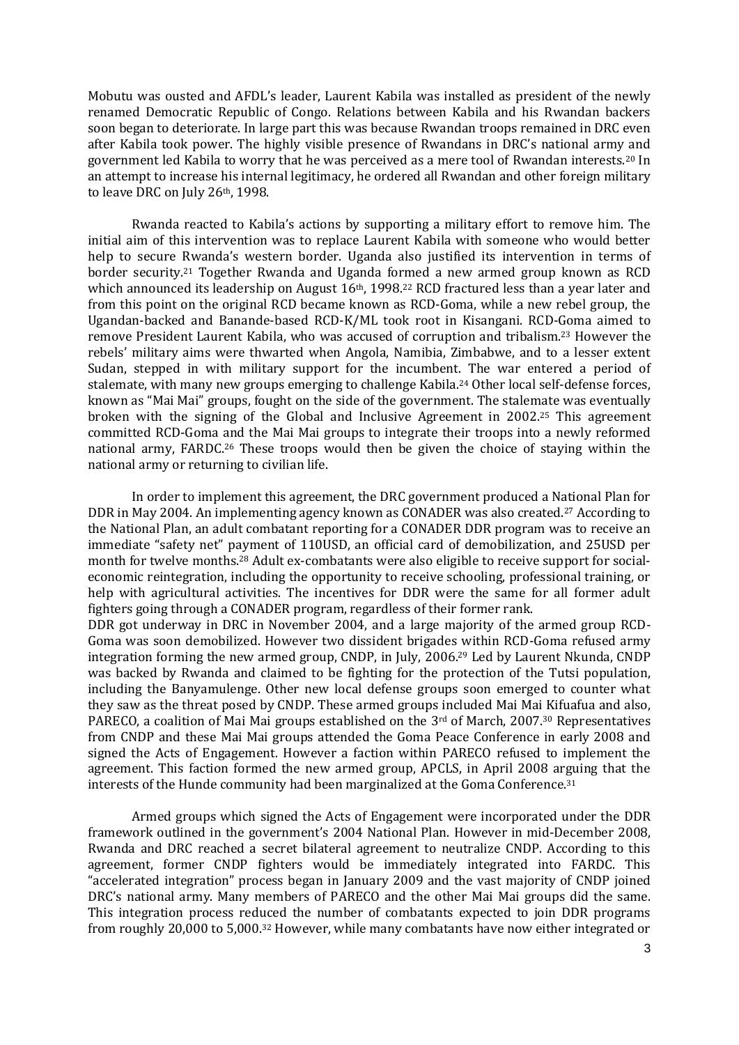Mobutu was ousted and AFDL's leader, Laurent Kabila was installed as president of the newly renamed Democratic Republic of Congo. Relations between Kabila and his Rwandan backers soon began to deteriorate. In large part this was because Rwandan troops remained in DRC even after Kabila took power. The highly visible presence of Rwandans in DRC's national army and government led Kabila to worry that he was perceived as a mere tool of Rwandan interests.[20] In an attempt to increase his internal legitimacy, he ordered all Rwandan and other foreign military to leave DRC on July 26th, 1998.

Rwanda reacted to Kabila's actions by supporting a military effort to remove him. The initial aim of this intervention was to replace Laurent Kabila with someone who would better help to secure Rwanda's western border. Uganda also justified its intervention in terms of border security.[21] Together Rwanda and Uganda formed a new armed group known as RCD which announced its leadership on August 16th, 1998.[22] RCD fractured less than a year later and from this point on the original RCD became known as RCD-Goma, while a new rebel group, the Ugandan-backed and Banande-based RCD-K/ML took root in Kisangani. RCD-Goma aimed to remove President Laurent Kabila, who was accused of corruption and tribalism.[23] However the rebels' military aims were thwarted when Angola, Namibia, Zimbabwe, and to a lesser extent Sudan, stepped in with military support for the incumbent. The war entered a period of stalemate, with many new groups emerging to challenge Kabila.[24] Other local self-defense forces, known as "Mai Mai" groups, fought on the side of the government. The stalemate was eventually broken with the signing of the Global and Inclusive Agreement in 2002.[25] This agreement committed RCD-Goma and the Mai Mai groups to integrate their troops into a newly reformed national army, FARDC.[26] These troops would then be given the choice of staying within the national army or returning to civilian life.

In order to implement this agreement, the DRC government produced a National Plan for DDR in May 2004. An implementing agency known as CONADER was also created.[27] According to the National Plan, an adult combatant reporting for a CONADER DDR program was to receive an immediate "safety net" payment of 110USD, an official card of demobilization, and 25USD per month for twelve months.[28] Adult ex-combatants were also eligible to receive support for social-economic reintegration, including the opportunity to receive schooling, professional training, or help with agricultural activities. The incentives for DDR were the same for all former adult fighters going through a CONADER program, regardless of their former rank.

DDR got underway in DRC in November 2004, and a large majority of the armed group RCD-Goma was soon demobilized. However two dissident brigades within RCD-Goma refused army integration forming the new armed group, CNDP, in July, 2006.[29] Led by Laurent Nkunda, CNDP was backed by Rwanda and claimed to be fighting for the protection of the Tutsi population, including the Banyamulenge. Other new local defense groups soon emerged to counter what they saw as the threat posed by CNDP. These armed groups included Mai Mai Kifuafua and also, PARECO, a coalition of Mai Mai groups established on the 3rd of March, 2007.[30] Representatives from CNDP and these Mai Mai groups attended the Goma Peace Conference in early 2008 and signed the Acts of Engagement. However a faction within PARECO refused to implement the agreement. This faction formed the new armed group, APCLS, in April 2008 arguing that the interests of the Hunde community had been marginalized at the Goma Conference.[31]

Armed groups which signed the Acts of Engagement were incorporated under the DDR framework outlined in the government's 2004 National Plan. However in mid-December 2008, Rwanda and DRC reached a secret bilateral agreement to neutralize CNDP. According to this agreement, former CNDP fighters would be immediately integrated into FARDC. This "accelerated integration" process began in January 2009 and the vast majority of CNDP joined DRC's national army. Many members of PARECO and the other Mai Mai groups did the same. This integration process reduced the number of combatants expected to join DDR programs from roughly 20,000 to 5,000.[32] However, while many combatants have now either integrated or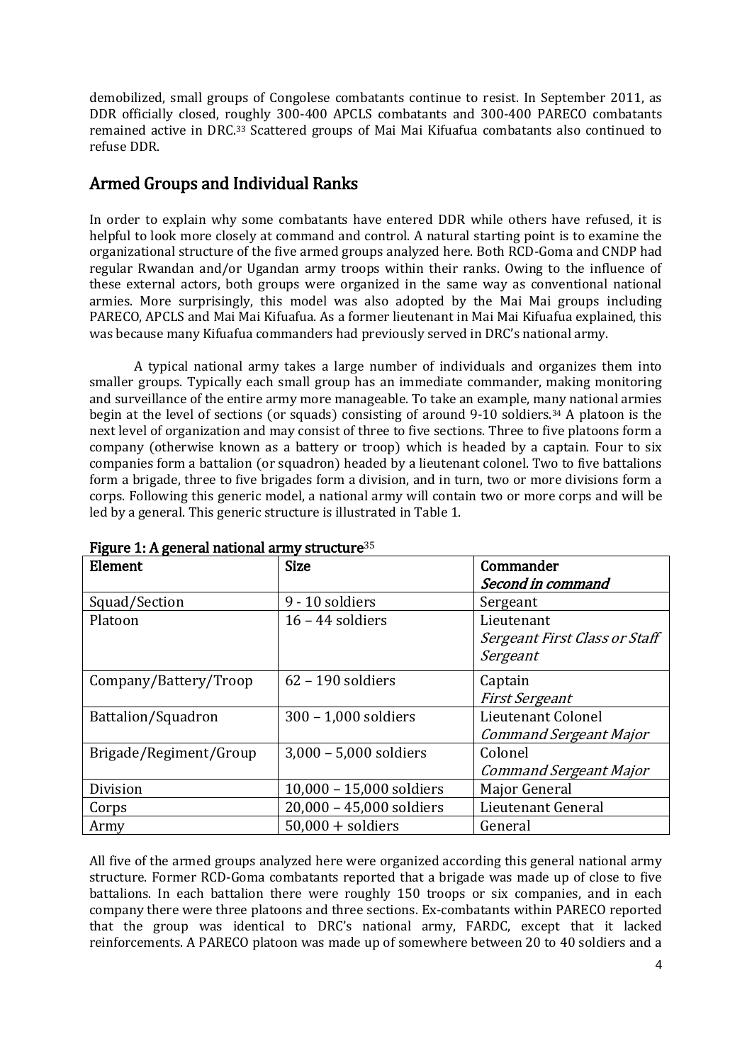demobilized, small groups of Congolese combatants continue to resist. In September 2011, as DDR officially closed, roughly 300-400 APCLS combatants and 300-400 PARECO combatants remained active in DRC.[33] Scattered groups of Mai Mai Kifuafua combatants also continued to refuse DDR.

## Armed Groups and Individual Ranks

In order to explain why some combatants have entered DDR while others have refused, it is helpful to look more closely at command and control. A natural starting point is to examine the organizational structure of the five armed groups analyzed here. Both RCD-Goma and CNDP had regular Rwandan and/or Ugandan army troops within their ranks. Owing to the influence of these external actors, both groups were organized in the same way as conventional national armies. More surprisingly, this model was also adopted by the Mai Mai groups including PARECO, APCLS and Mai Mai Kifuafua. As a former lieutenant in Mai Mai Kifuafua explained, this was because many Kifuafua commanders had previously served in DRC's national army.

A typical national army takes a large number of individuals and organizes them into smaller groups. Typically each small group has an immediate commander, making monitoring and surveillance of the entire army more manageable. To take an example, many national armies begin at the level of sections (or squads) consisting of around 9-10 soldiers.[34] A platoon is the next level of organization and may consist of three to five sections. Three to five platoons form a company (otherwise known as a battery or troop) which is headed by a captain. Four to six companies form a battalion (or squadron) headed by a lieutenant colonel. Two to five battalions form a brigade, three to five brigades form a division, and in turn, two or more divisions form a corps. Following this generic model, a national army will contain two or more corps and will be led by a general. This generic structure is illustrated in Table 1.

**Figure 1: A general national army structure**[35]

| Element | Size | Commander *Second in command* |
|---|---|---|
| Squad/Section | 9 - 10 soldiers | Sergeant |
| Platoon | 16 – 44 soldiers | Lieutenant *Sergeant First Class or Staff Sergeant* |
| Company/Battery/Troop | 62 – 190 soldiers | Captain *First Sergeant* |
| Battalion/Squadron | 300 – 1,000 soldiers | Lieutenant Colonel *Command Sergeant Major* |
| Brigade/Regiment/Group | 3,000 – 5,000 soldiers | Colonel *Command Sergeant Major* |
| Division | 10,000 – 15,000 soldiers | Major General |
| Corps | 20,000 – 45,000 soldiers | Lieutenant General |
| Army | 50,000 + soldiers | General |

All five of the armed groups analyzed here were organized according this general national army structure. Former RCD-Goma combatants reported that a brigade was made up of close to five battalions. In each battalion there were roughly 150 troops or six companies, and in each company there were three platoons and three sections. Ex-combatants within PARECO reported that the group was identical to DRC's national army, FARDC, except that it lacked reinforcements. A PARECO platoon was made up of somewhere between 20 to 40 soldiers and a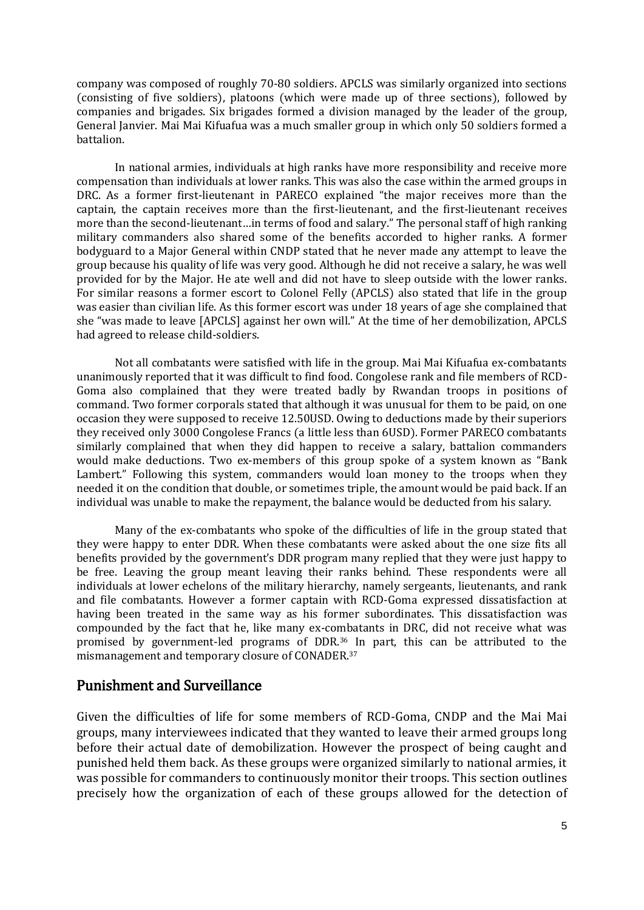company was composed of roughly 70-80 soldiers. APCLS was similarly organized into sections (consisting of five soldiers), platoons (which were made up of three sections), followed by companies and brigades. Six brigades formed a division managed by the leader of the group, General Janvier. Mai Mai Kifuafua was a much smaller group in which only 50 soldiers formed a battalion.

In national armies, individuals at high ranks have more responsibility and receive more compensation than individuals at lower ranks. This was also the case within the armed groups in DRC. As a former first-lieutenant in PARECO explained "the major receives more than the captain, the captain receives more than the first-lieutenant, and the first-lieutenant receives more than the second-lieutenant…in terms of food and salary." The personal staff of high ranking military commanders also shared some of the benefits accorded to higher ranks. A former bodyguard to a Major General within CNDP stated that he never made any attempt to leave the group because his quality of life was very good. Although he did not receive a salary, he was well provided for by the Major. He ate well and did not have to sleep outside with the lower ranks. For similar reasons a former escort to Colonel Felly (APCLS) also stated that life in the group was easier than civilian life. As this former escort was under 18 years of age she complained that she "was made to leave [APCLS] against her own will." At the time of her demobilization, APCLS had agreed to release child-soldiers.

Not all combatants were satisfied with life in the group. Mai Mai Kifuafua ex-combatants unanimously reported that it was difficult to find food. Congolese rank and file members of RCD-Goma also complained that they were treated badly by Rwandan troops in positions of command. Two former corporals stated that although it was unusual for them to be paid, on one occasion they were supposed to receive 12.50USD. Owing to deductions made by their superiors they received only 3000 Congolese Francs (a little less than 6USD). Former PARECO combatants similarly complained that when they did happen to receive a salary, battalion commanders would make deductions. Two ex-members of this group spoke of a system known as "Bank Lambert." Following this system, commanders would loan money to the troops when they needed it on the condition that double, or sometimes triple, the amount would be paid back. If an individual was unable to make the repayment, the balance would be deducted from his salary.

Many of the ex-combatants who spoke of the difficulties of life in the group stated that they were happy to enter DDR. When these combatants were asked about the one size fits all benefits provided by the government's DDR program many replied that they were just happy to be free. Leaving the group meant leaving their ranks behind. These respondents were all individuals at lower echelons of the military hierarchy, namely sergeants, lieutenants, and rank and file combatants. However a former captain with RCD-Goma expressed dissatisfaction at having been treated in the same way as his former subordinates. This dissatisfaction was compounded by the fact that he, like many ex-combatants in DRC, did not receive what was promised by government-led programs of DDR.[36] In part, this can be attributed to the mismanagement and temporary closure of CONADER.[37]

## Punishment and Surveillance

Given the difficulties of life for some members of RCD-Goma, CNDP and the Mai Mai groups, many interviewees indicated that they wanted to leave their armed groups long before their actual date of demobilization. However the prospect of being caught and punished held them back. As these groups were organized similarly to national armies, it was possible for commanders to continuously monitor their troops. This section outlines precisely how the organization of each of these groups allowed for the detection of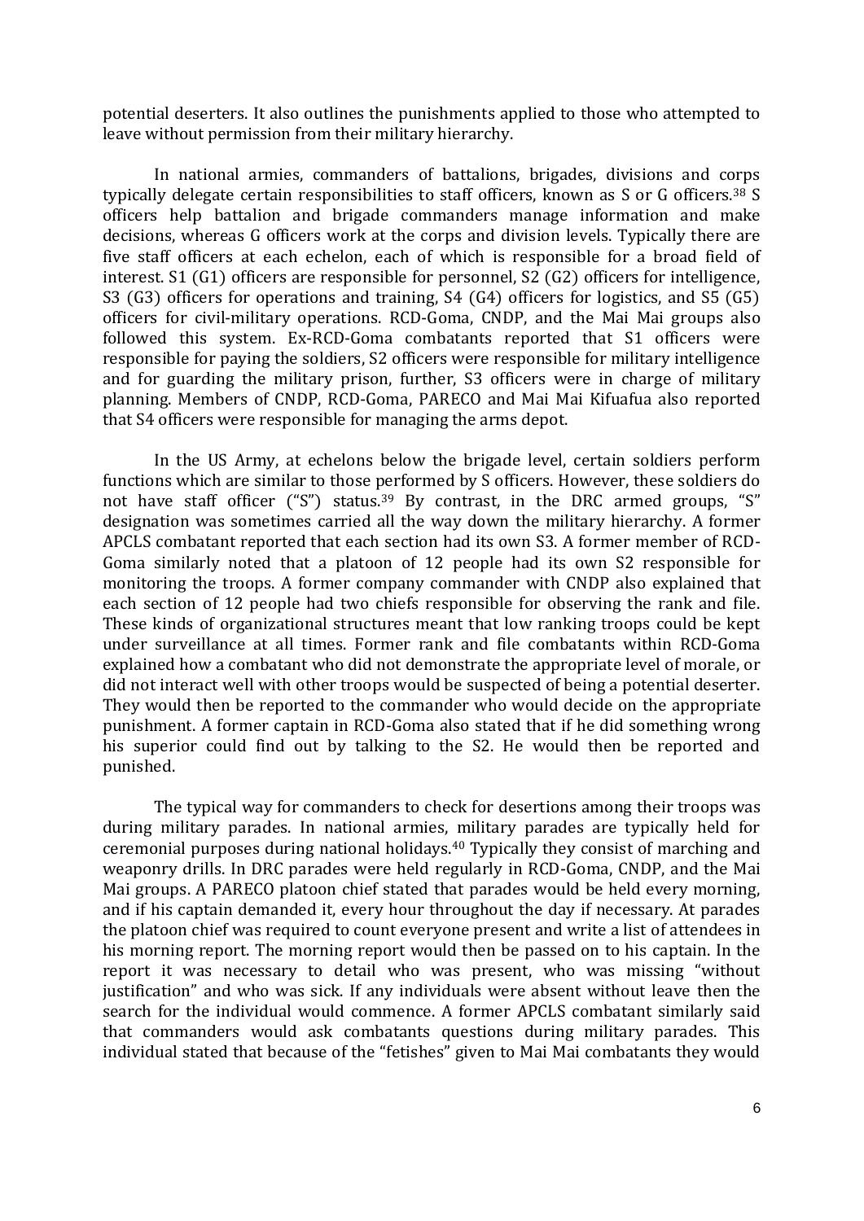potential deserters. It also outlines the punishments applied to those who attempted to leave without permission from their military hierarchy.

In national armies, commanders of battalions, brigades, divisions and corps typically delegate certain responsibilities to staff officers, known as S or G officers.[38] S officers help battalion and brigade commanders manage information and make decisions, whereas G officers work at the corps and division levels. Typically there are five staff officers at each echelon, each of which is responsible for a broad field of interest. S1 (G1) officers are responsible for personnel, S2 (G2) officers for intelligence, S3 (G3) officers for operations and training, S4 (G4) officers for logistics, and S5 (G5) officers for civil-military operations. RCD-Goma, CNDP, and the Mai Mai groups also followed this system. Ex-RCD-Goma combatants reported that S1 officers were responsible for paying the soldiers, S2 officers were responsible for military intelligence and for guarding the military prison, further, S3 officers were in charge of military planning. Members of CNDP, RCD-Goma, PARECO and Mai Mai Kifuafua also reported that S4 officers were responsible for managing the arms depot.

In the US Army, at echelons below the brigade level, certain soldiers perform functions which are similar to those performed by S officers. However, these soldiers do not have staff officer ("S") status.[39] By contrast, in the DRC armed groups, "S" designation was sometimes carried all the way down the military hierarchy. A former APCLS combatant reported that each section had its own S3. A former member of RCD-Goma similarly noted that a platoon of 12 people had its own S2 responsible for monitoring the troops. A former company commander with CNDP also explained that each section of 12 people had two chiefs responsible for observing the rank and file. These kinds of organizational structures meant that low ranking troops could be kept under surveillance at all times. Former rank and file combatants within RCD-Goma explained how a combatant who did not demonstrate the appropriate level of morale, or did not interact well with other troops would be suspected of being a potential deserter. They would then be reported to the commander who would decide on the appropriate punishment. A former captain in RCD-Goma also stated that if he did something wrong his superior could find out by talking to the S2. He would then be reported and punished.

The typical way for commanders to check for desertions among their troops was during military parades. In national armies, military parades are typically held for ceremonial purposes during national holidays.[40] Typically they consist of marching and weaponry drills. In DRC parades were held regularly in RCD-Goma, CNDP, and the Mai Mai groups. A PARECO platoon chief stated that parades would be held every morning, and if his captain demanded it, every hour throughout the day if necessary. At parades the platoon chief was required to count everyone present and write a list of attendees in his morning report. The morning report would then be passed on to his captain. In the report it was necessary to detail who was present, who was missing "without justification" and who was sick. If any individuals were absent without leave then the search for the individual would commence. A former APCLS combatant similarly said that commanders would ask combatants questions during military parades. This individual stated that because of the "fetishes" given to Mai Mai combatants they would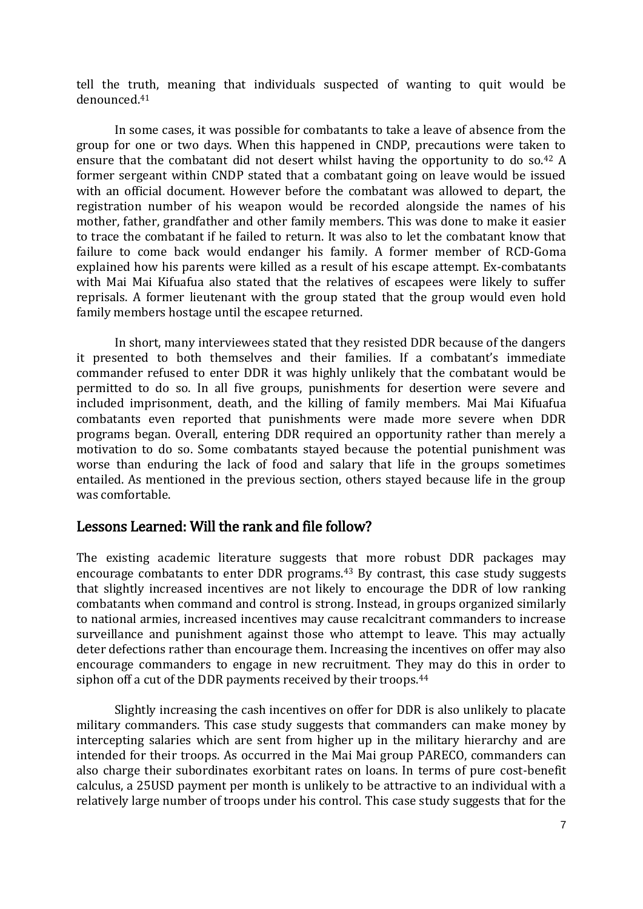tell the truth, meaning that individuals suspected of wanting to quit would be denounced.[41]

In some cases, it was possible for combatants to take a leave of absence from the group for one or two days. When this happened in CNDP, precautions were taken to ensure that the combatant did not desert whilst having the opportunity to do so.[42] A former sergeant within CNDP stated that a combatant going on leave would be issued with an official document. However before the combatant was allowed to depart, the registration number of his weapon would be recorded alongside the names of his mother, father, grandfather and other family members. This was done to make it easier to trace the combatant if he failed to return. It was also to let the combatant know that failure to come back would endanger his family. A former member of RCD-Goma explained how his parents were killed as a result of his escape attempt. Ex-combatants with Mai Mai Kifuafua also stated that the relatives of escapees were likely to suffer reprisals. A former lieutenant with the group stated that the group would even hold family members hostage until the escapee returned.

In short, many interviewees stated that they resisted DDR because of the dangers it presented to both themselves and their families. If a combatant's immediate commander refused to enter DDR it was highly unlikely that the combatant would be permitted to do so. In all five groups, punishments for desertion were severe and included imprisonment, death, and the killing of family members. Mai Mai Kifuafua combatants even reported that punishments were made more severe when DDR programs began. Overall, entering DDR required an opportunity rather than merely a motivation to do so. Some combatants stayed because the potential punishment was worse than enduring the lack of food and salary that life in the groups sometimes entailed. As mentioned in the previous section, others stayed because life in the group was comfortable.

## Lessons Learned: Will the rank and file follow?

The existing academic literature suggests that more robust DDR packages may encourage combatants to enter DDR programs.[43] By contrast, this case study suggests that slightly increased incentives are not likely to encourage the DDR of low ranking combatants when command and control is strong. Instead, in groups organized similarly to national armies, increased incentives may cause recalcitrant commanders to increase surveillance and punishment against those who attempt to leave. This may actually deter defections rather than encourage them. Increasing the incentives on offer may also encourage commanders to engage in new recruitment. They may do this in order to siphon off a cut of the DDR payments received by their troops.[44]

Slightly increasing the cash incentives on offer for DDR is also unlikely to placate military commanders. This case study suggests that commanders can make money by intercepting salaries which are sent from higher up in the military hierarchy and are intended for their troops. As occurred in the Mai Mai group PARECO, commanders can also charge their subordinates exorbitant rates on loans. In terms of pure cost-benefit calculus, a 25USD payment per month is unlikely to be attractive to an individual with a relatively large number of troops under his control. This case study suggests that for the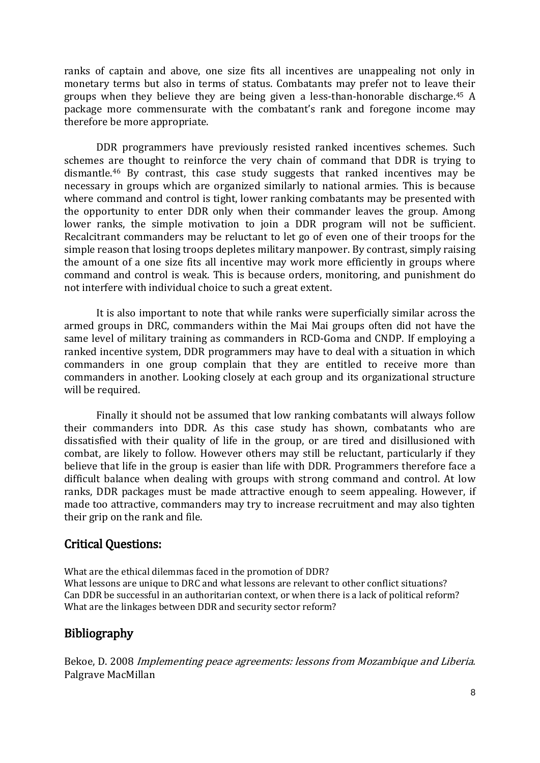ranks of captain and above, one size fits all incentives are unappealing not only in monetary terms but also in terms of status. Combatants may prefer not to leave their groups when they believe they are being given a less-than-honorable discharge.[45] A package more commensurate with the combatant's rank and foregone income may therefore be more appropriate.

DDR programmers have previously resisted ranked incentives schemes. Such schemes are thought to reinforce the very chain of command that DDR is trying to dismantle.[46] By contrast, this case study suggests that ranked incentives may be necessary in groups which are organized similarly to national armies. This is because where command and control is tight, lower ranking combatants may be presented with the opportunity to enter DDR only when their commander leaves the group. Among lower ranks, the simple motivation to join a DDR program will not be sufficient. Recalcitrant commanders may be reluctant to let go of even one of their troops for the simple reason that losing troops depletes military manpower. By contrast, simply raising the amount of a one size fits all incentive may work more efficiently in groups where command and control is weak. This is because orders, monitoring, and punishment do not interfere with individual choice to such a great extent.

It is also important to note that while ranks were superficially similar across the armed groups in DRC, commanders within the Mai Mai groups often did not have the same level of military training as commanders in RCD-Goma and CNDP. If employing a ranked incentive system, DDR programmers may have to deal with a situation in which commanders in one group complain that they are entitled to receive more than commanders in another. Looking closely at each group and its organizational structure will be required.

Finally it should not be assumed that low ranking combatants will always follow their commanders into DDR. As this case study has shown, combatants who are dissatisfied with their quality of life in the group, or are tired and disillusioned with combat, are likely to follow. However others may still be reluctant, particularly if they believe that life in the group is easier than life with DDR. Programmers therefore face a difficult balance when dealing with groups with strong command and control. At low ranks, DDR packages must be made attractive enough to seem appealing. However, if made too attractive, commanders may try to increase recruitment and may also tighten their grip on the rank and file.

## Critical Questions:

What are the ethical dilemmas faced in the promotion of DDR?
What lessons are unique to DRC and what lessons are relevant to other conflict situations?
Can DDR be successful in an authoritarian context, or when there is a lack of political reform?
What are the linkages between DDR and security sector reform?

## Bibliography

Bekoe, D. 2008 *Implementing peace agreements: lessons from Mozambique and Liberia.* Palgrave MacMillan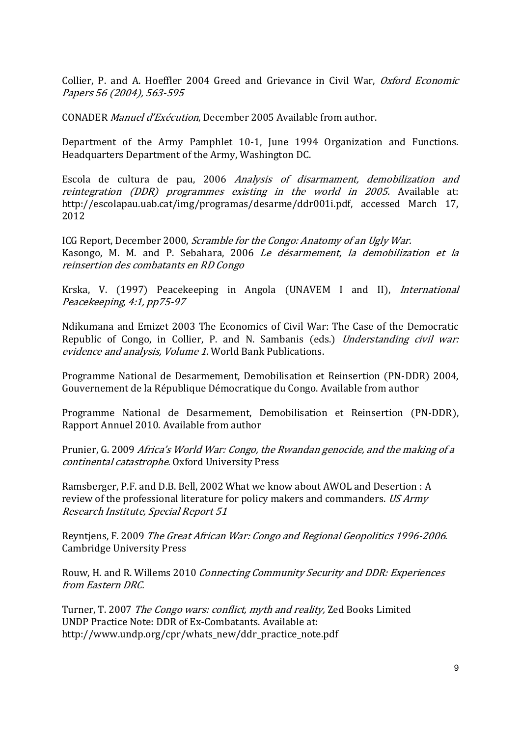Collier, P. and A. Hoeffler 2004 Greed and Grievance in Civil War, *Oxford Economic Papers 56 (2004), 563-595*

CONADER *Manuel d'Exécution*, December 2005 Available from author.

Department of the Army Pamphlet 10-1, June 1994 Organization and Functions. Headquarters Department of the Army, Washington DC.

Escola de cultura de pau, 2006 *Analysis of disarmament, demobilization and reintegration (DDR) programmes existing in the world in 2005.* Available at: http://escolapau.uab.cat/img/programas/desarme/ddr001i.pdf, accessed March 17, 2012

ICG Report, December 2000, *Scramble for the Congo: Anatomy of an Ugly War.*
Kasongo, M. M. and P. Sebahara, 2006 *Le désarmement, la demobilization et la reinsertion des combatants en RD Congo*

Krska, V. (1997) Peacekeeping in Angola (UNAVEM I and II), *International Peacekeeping, 4:1, pp75-97*

Ndikumana and Emizet 2003 The Economics of Civil War: The Case of the Democratic Republic of Congo, in Collier, P. and N. Sambanis (eds.) *Understanding civil war: evidence and analysis, Volume 1.* World Bank Publications.

Programme National de Desarmement, Demobilisation et Reinsertion (PN-DDR) 2004, Gouvernement de la République Démocratique du Congo. Available from author

Programme National de Desarmement, Demobilisation et Reinsertion (PN-DDR), Rapport Annuel 2010. Available from author

Prunier, G. 2009 *Africa's World War: Congo, the Rwandan genocide, and the making of a continental catastrophe.* Oxford University Press

Ramsberger, P.F. and D.B. Bell, 2002 What we know about AWOL and Desertion : A review of the professional literature for policy makers and commanders. *US Army Research Institute, Special Report 51*

Reyntjens, F. 2009 *The Great African War: Congo and Regional Geopolitics 1996-2006.* Cambridge University Press

Rouw, H. and R. Willems 2010 *Connecting Community Security and DDR: Experiences from Eastern DRC.*

Turner, T. 2007 *The Congo wars: conflict, myth and reality,* Zed Books Limited
UNDP Practice Note: DDR of Ex-Combatants. Available at: http://www.undp.org/cpr/whats_new/ddr_practice_note.pdf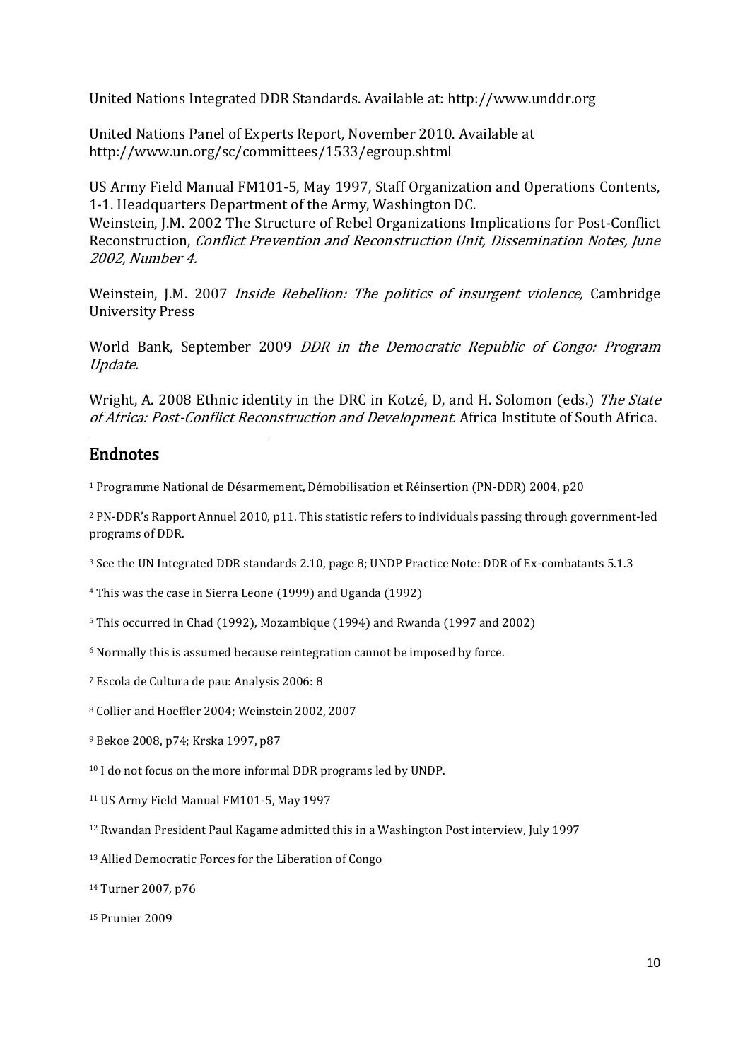United Nations Integrated DDR Standards. Available at: http://www.unddr.org

United Nations Panel of Experts Report, November 2010. Available at http://www.un.org/sc/committees/1533/egroup.shtml

US Army Field Manual FM101-5, May 1997, Staff Organization and Operations Contents, 1-1. Headquarters Department of the Army, Washington DC.
Weinstein, J.M. 2002 The Structure of Rebel Organizations Implications for Post-Conflict Reconstruction, *Conflict Prevention and Reconstruction Unit, Dissemination Notes, June 2002, Number 4.*

Weinstein, J.M. 2007 *Inside Rebellion: The politics of insurgent violence,* Cambridge University Press

World Bank, September 2009 *DDR in the Democratic Republic of Congo: Program Update.*

Wright, A. 2008 Ethnic identity in the DRC in Kotzé, D, and H. Solomon (eds.) *The State of Africa: Post-Conflict Reconstruction and Development.* Africa Institute of South Africa.

## Endnotes

[1] Programme National de Désarmement, Démobilisation et Réinsertion (PN-DDR) 2004, p20

[2] PN-DDR's Rapport Annuel 2010, p11. This statistic refers to individuals passing through government-led programs of DDR.

[3] See the UN Integrated DDR standards 2.10, page 8; UNDP Practice Note: DDR of Ex-combatants 5.1.3

[4] This was the case in Sierra Leone (1999) and Uganda (1992)

[5] This occurred in Chad (1992), Mozambique (1994) and Rwanda (1997 and 2002)

[6] Normally this is assumed because reintegration cannot be imposed by force.

[7] Escola de Cultura de pau: Analysis 2006: 8

[8] Collier and Hoeffler 2004; Weinstein 2002, 2007

[9] Bekoe 2008, p74; Krska 1997, p87

[10] I do not focus on the more informal DDR programs led by UNDP.

[11] US Army Field Manual FM101-5, May 1997

[12] Rwandan President Paul Kagame admitted this in a Washington Post interview, July 1997

[13] Allied Democratic Forces for the Liberation of Congo

[14] Turner 2007, p76

[15] Prunier 2009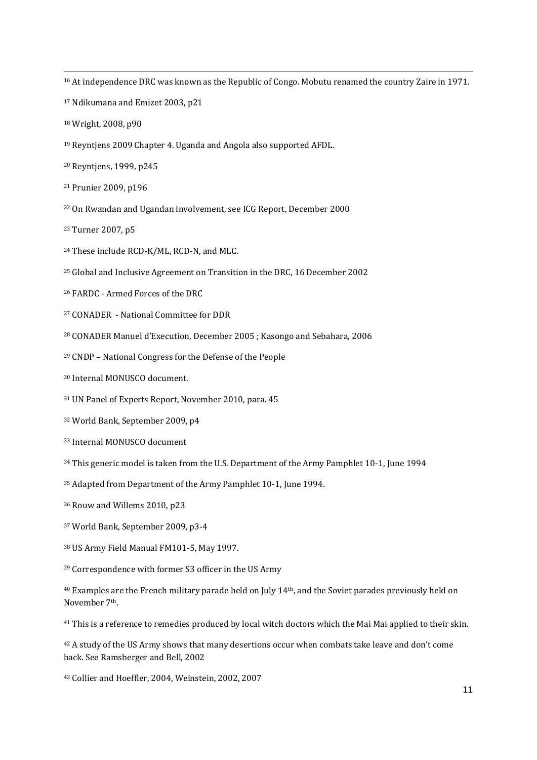[16] At independence DRC was known as the Republic of Congo. Mobutu renamed the country Zaire in 1971.

[17] Ndikumana and Emizet 2003, p21

[18] Wright, 2008, p90

[19] Reyntjens 2009 Chapter 4. Uganda and Angola also supported AFDL.

[20] Reyntjens, 1999, p245

[21] Prunier 2009, p196

[22] On Rwandan and Ugandan involvement, see ICG Report, December 2000

[23] Turner 2007, p5

[24] These include RCD-K/ML, RCD-N, and MLC.

[25] Global and Inclusive Agreement on Transition in the DRC, 16 December 2002

[26] FARDC - Armed Forces of the DRC

[27] CONADER - National Committee for DDR

[28] CONADER Manuel d'Execution, December 2005 ; Kasongo and Sebahara, 2006

[29] CNDP – National Congress for the Defense of the People

[30] Internal MONUSCO document.

[31] UN Panel of Experts Report, November 2010, para. 45

[32] World Bank, September 2009, p4

[33] Internal MONUSCO document

[34] This generic model is taken from the U.S. Department of the Army Pamphlet 10-1, June 1994

[35] Adapted from Department of the Army Pamphlet 10-1, June 1994.

[36] Rouw and Willems 2010, p23

[37] World Bank, September 2009, p3-4

[38] US Army Field Manual FM101-5, May 1997.

[39] Correspondence with former S3 officer in the US Army

[40] Examples are the French military parade held on July 14th, and the Soviet parades previously held on November 7th.

[41] This is a reference to remedies produced by local witch doctors which the Mai Mai applied to their skin.

[42] A study of the US Army shows that many desertions occur when combats take leave and don't come back. See Ramsberger and Bell, 2002

[43] Collier and Hoeffler, 2004, Weinstein, 2002, 2007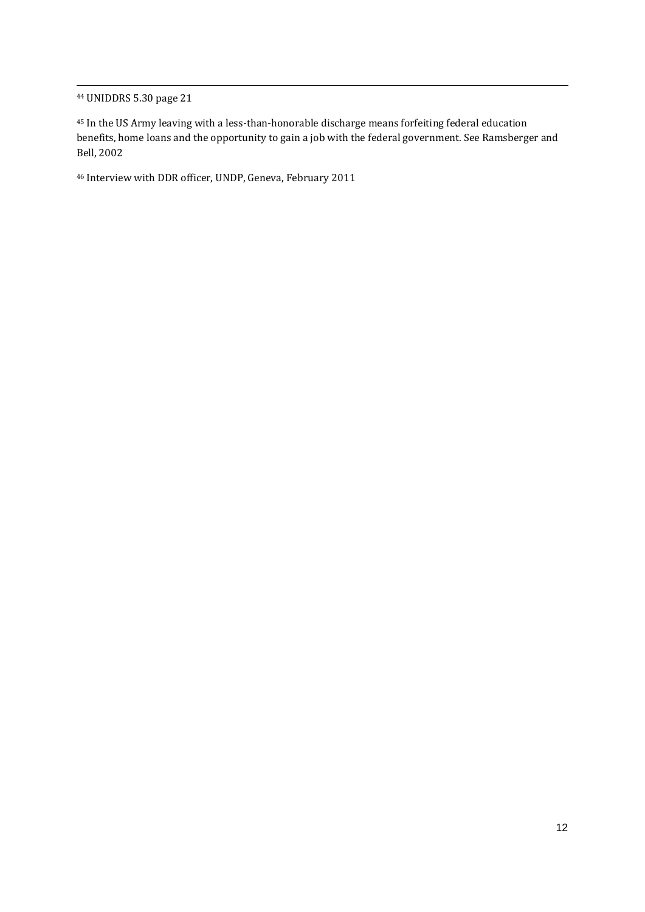[44] UNIDDRS 5.30 page 21

[45] In the US Army leaving with a less-than-honorable discharge means forfeiting federal education benefits, home loans and the opportunity to gain a job with the federal government. See Ramsberger and Bell, 2002

[46] Interview with DDR officer, UNDP, Geneva, February 2011